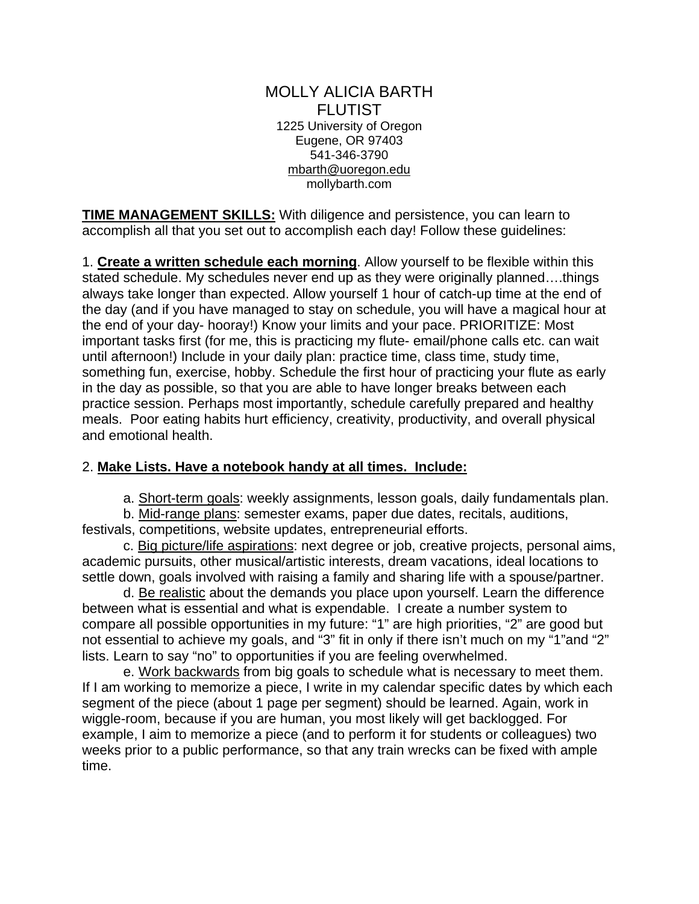# MOLLY ALICIA BARTH
## FLUTIST

1225 University of Oregon
Eugene, OR 97403
541-346-3790
mbarth@uoregon.edu
mollybarth.com

**TIME MANAGEMENT SKILLS:** With diligence and persistence, you can learn to accomplish all that you set out to accomplish each day! Follow these guidelines:

1. **Create a written schedule each morning**. Allow yourself to be flexible within this stated schedule. My schedules never end up as they were originally planned….things always take longer than expected. Allow yourself 1 hour of catch-up time at the end of the day (and if you have managed to stay on schedule, you will have a magical hour at the end of your day- hooray!) Know your limits and your pace. PRIORITIZE: Most important tasks first (for me, this is practicing my flute- email/phone calls etc. can wait until afternoon!) Include in your daily plan: practice time, class time, study time, something fun, exercise, hobby. Schedule the first hour of practicing your flute as early in the day as possible, so that you are able to have longer breaks between each practice session. Perhaps most importantly, schedule carefully prepared and healthy meals. Poor eating habits hurt efficiency, creativity, productivity, and overall physical and emotional health.

2. **Make Lists. Have a notebook handy at all times. Include:**

a. Short-term goals: weekly assignments, lesson goals, daily fundamentals plan.

b. Mid-range plans: semester exams, paper due dates, recitals, auditions, festivals, competitions, website updates, entrepreneurial efforts.

c. Big picture/life aspirations: next degree or job, creative projects, personal aims, academic pursuits, other musical/artistic interests, dream vacations, ideal locations to settle down, goals involved with raising a family and sharing life with a spouse/partner.

d. Be realistic about the demands you place upon yourself. Learn the difference between what is essential and what is expendable. I create a number system to compare all possible opportunities in my future: "1" are high priorities, "2" are good but not essential to achieve my goals, and "3" fit in only if there isn't much on my "1"and "2" lists. Learn to say "no" to opportunities if you are feeling overwhelmed.

e. Work backwards from big goals to schedule what is necessary to meet them. If I am working to memorize a piece, I write in my calendar specific dates by which each segment of the piece (about 1 page per segment) should be learned. Again, work in wiggle-room, because if you are human, you most likely will get backlogged. For example, I aim to memorize a piece (and to perform it for students or colleagues) two weeks prior to a public performance, so that any train wrecks can be fixed with ample time.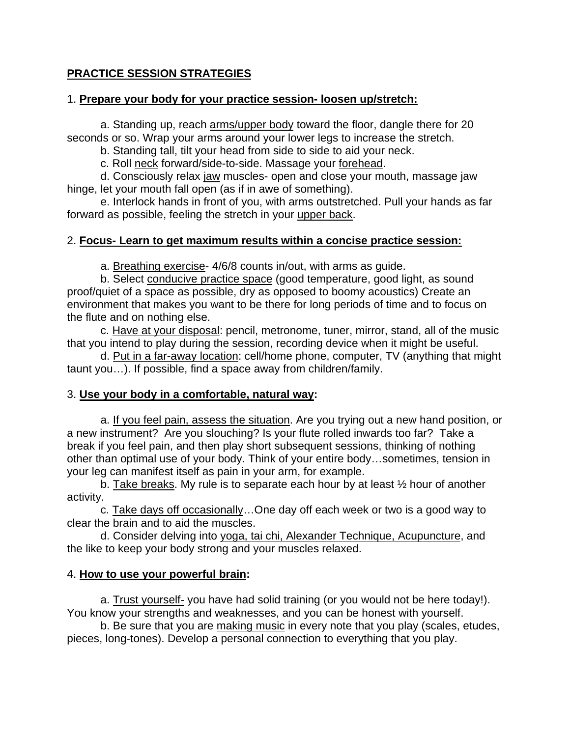## PRACTICE SESSION STRATEGIES

1. **Prepare your body for your practice session- loosen up/stretch:**

a. Standing up, reach arms/upper body toward the floor, dangle there for 20 seconds or so. Wrap your arms around your lower legs to increase the stretch.

b. Standing tall, tilt your head from side to side to aid your neck.

c. Roll neck forward/side-to-side. Massage your forehead.

d. Consciously relax jaw muscles- open and close your mouth, massage jaw hinge, let your mouth fall open (as if in awe of something).

e. Interlock hands in front of you, with arms outstretched. Pull your hands as far forward as possible, feeling the stretch in your upper back.

2. **Focus- Learn to get maximum results within a concise practice session:**

a. Breathing exercise- 4/6/8 counts in/out, with arms as guide.

b. Select conducive practice space (good temperature, good light, as sound proof/quiet of a space as possible, dry as opposed to boomy acoustics) Create an environment that makes you want to be there for long periods of time and to focus on the flute and on nothing else.

c. Have at your disposal: pencil, metronome, tuner, mirror, stand, all of the music that you intend to play during the session, recording device when it might be useful.

d. Put in a far-away location: cell/home phone, computer, TV (anything that might taunt you…). If possible, find a space away from children/family.

3. **Use your body in a comfortable, natural way:**

a. If you feel pain, assess the situation. Are you trying out a new hand position, or a new instrument? Are you slouching? Is your flute rolled inwards too far? Take a break if you feel pain, and then play short subsequent sessions, thinking of nothing other than optimal use of your body. Think of your entire body…sometimes, tension in your leg can manifest itself as pain in your arm, for example.

b. Take breaks. My rule is to separate each hour by at least ½ hour of another activity.

c. Take days off occasionally…One day off each week or two is a good way to clear the brain and to aid the muscles.

d. Consider delving into yoga, tai chi, Alexander Technique, Acupuncture, and the like to keep your body strong and your muscles relaxed.

4. **How to use your powerful brain:**

a. Trust yourself- you have had solid training (or you would not be here today!). You know your strengths and weaknesses, and you can be honest with yourself.

b. Be sure that you are making music in every note that you play (scales, etudes, pieces, long-tones). Develop a personal connection to everything that you play.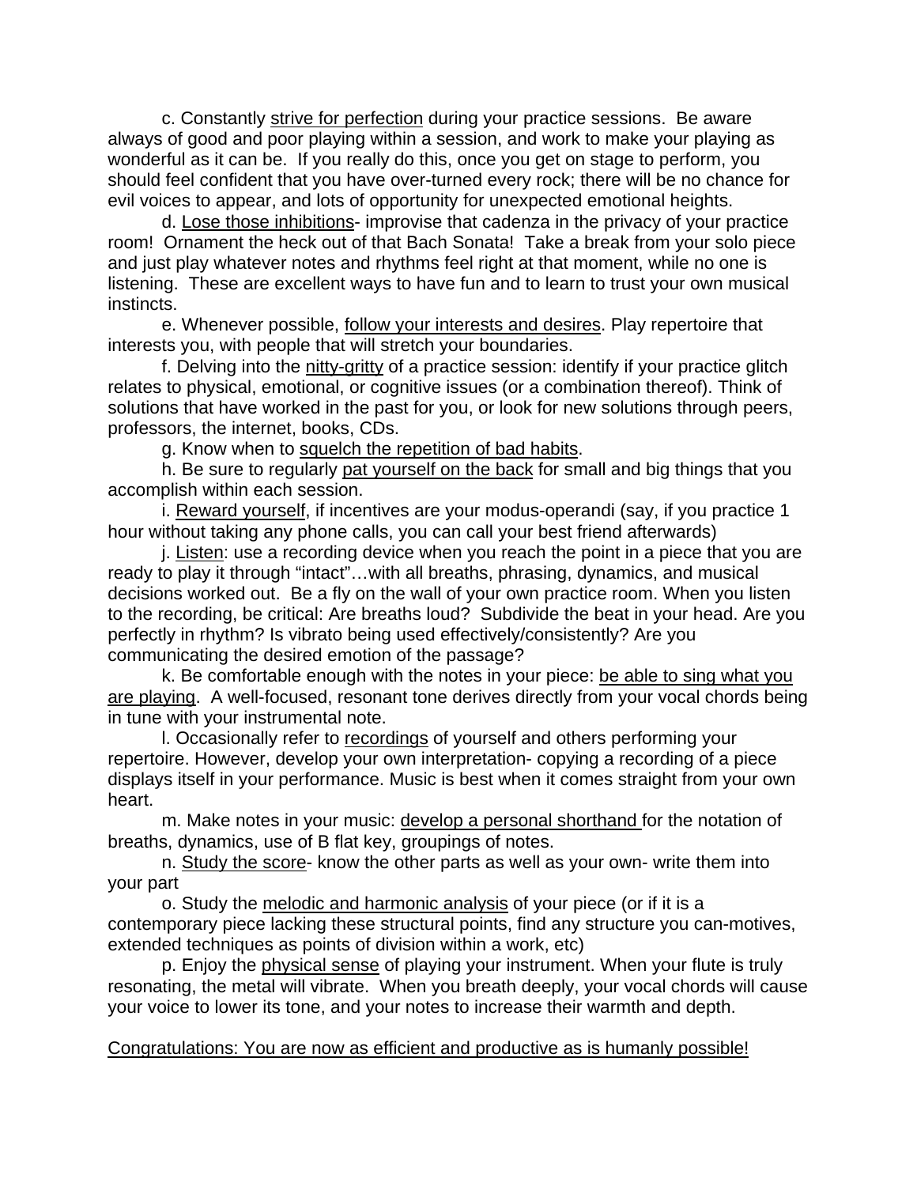c. Constantly <u>strive for perfection</u> during your practice sessions. Be aware always of good and poor playing within a session, and work to make your playing as wonderful as it can be. If you really do this, once you get on stage to perform, you should feel confident that you have over-turned every rock; there will be no chance for evil voices to appear, and lots of opportunity for unexpected emotional heights.

d. <u>Lose those inhibitions</u>- improvise that cadenza in the privacy of your practice room! Ornament the heck out of that Bach Sonata! Take a break from your solo piece and just play whatever notes and rhythms feel right at that moment, while no one is listening. These are excellent ways to have fun and to learn to trust your own musical instincts.

e. Whenever possible, <u>follow your interests and desires</u>. Play repertoire that interests you, with people that will stretch your boundaries.

f. Delving into the <u>nitty-gritty</u> of a practice session: identify if your practice glitch relates to physical, emotional, or cognitive issues (or a combination thereof). Think of solutions that have worked in the past for you, or look for new solutions through peers, professors, the internet, books, CDs.

g. Know when to <u>squelch the repetition of bad habits</u>.

h. Be sure to regularly <u>pat yourself on the back</u> for small and big things that you accomplish within each session.

i. <u>Reward yourself</u>, if incentives are your modus-operandi (say, if you practice 1 hour without taking any phone calls, you can call your best friend afterwards)

j. <u>Listen</u>: use a recording device when you reach the point in a piece that you are ready to play it through "intact"…with all breaths, phrasing, dynamics, and musical decisions worked out. Be a fly on the wall of your own practice room. When you listen to the recording, be critical: Are breaths loud? Subdivide the beat in your head. Are you perfectly in rhythm? Is vibrato being used effectively/consistently? Are you communicating the desired emotion of the passage?

k. Be comfortable enough with the notes in your piece: <u>be able to sing what you are playing</u>. A well-focused, resonant tone derives directly from your vocal chords being in tune with your instrumental note.

l. Occasionally refer to <u>recordings</u> of yourself and others performing your repertoire. However, develop your own interpretation- copying a recording of a piece displays itself in your performance. Music is best when it comes straight from your own heart.

m. Make notes in your music: <u>develop a personal shorthand</u> for the notation of breaths, dynamics, use of B flat key, groupings of notes.

n. <u>Study the score</u>- know the other parts as well as your own- write them into your part

o. Study the <u>melodic and harmonic analysis</u> of your piece (or if it is a contemporary piece lacking these structural points, find any structure you can-motives, extended techniques as points of division within a work, etc)

p. Enjoy the <u>physical sense</u> of playing your instrument. When your flute is truly resonating, the metal will vibrate. When you breath deeply, your vocal chords will cause your voice to lower its tone, and your notes to increase their warmth and depth.

<u>Congratulations: You are now as efficient and productive as is humanly possible!</u>